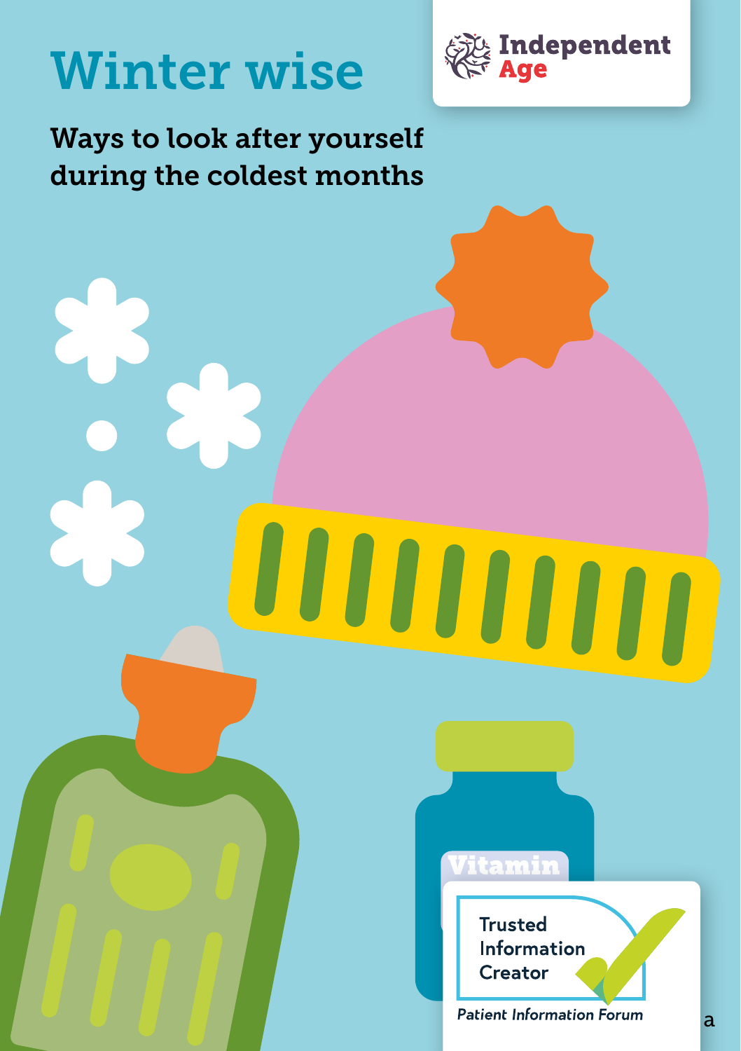# Winter wise

Independent Age

## Ways to look after yourself during the coldest months

Vitamin

Trusted Information Creator

Patient Information Forum

a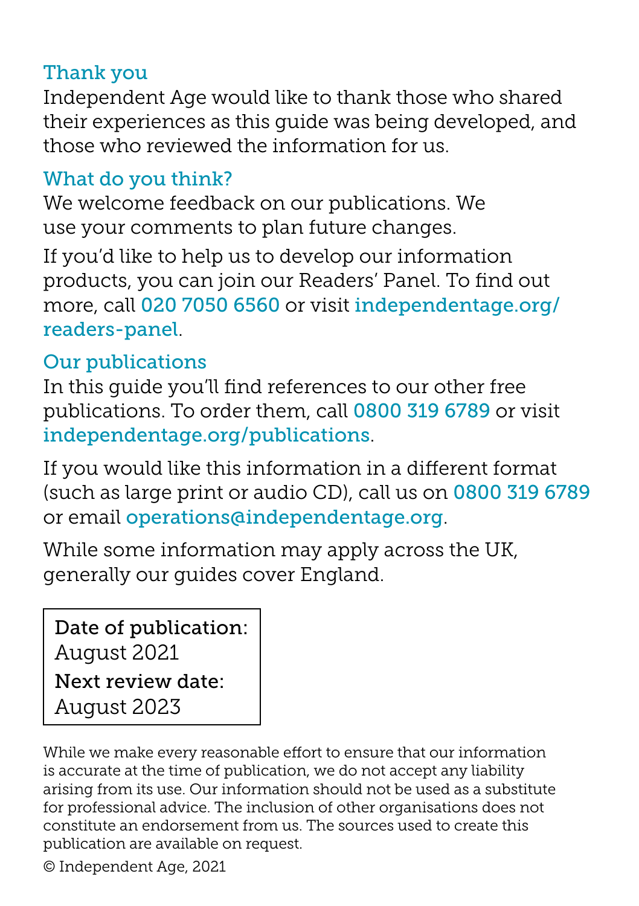## Thank you

Independent Age would like to thank those who shared their experiences as this guide was being developed, and those who reviewed the information for us.

## What do you think?

We welcome feedback on our publications. We use your comments to plan future changes.

If you'd like to help us to develop our information products, you can join our Readers' Panel. To find out more, call 020 7050 6560 or visit independentage.org/readers-panel.

## Our publications

In this guide you'll find references to our other free publications. To order them, call 0800 319 6789 or visit independentage.org/publications.

If you would like this information in a different format (such as large print or audio CD), call us on 0800 319 6789 or email operations@independentage.org.

While some information may apply across the UK, generally our guides cover England.

**Date of publication:**
August 2021
**Next review date:**
August 2023

While we make every reasonable effort to ensure that our information is accurate at the time of publication, we do not accept any liability arising from its use. Our information should not be used as a substitute for professional advice. The inclusion of other organisations does not constitute an endorsement from us. The sources used to create this publication are available on request.

© Independent Age, 2021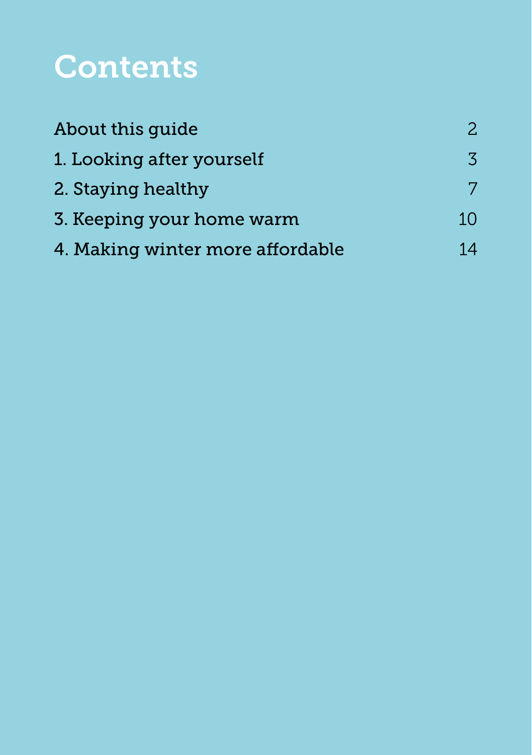# Contents

| | |
|---|---|
| About this guide | 2 |
| 1. Looking after yourself | 3 |
| 2. Staying healthy | 7 |
| 3. Keeping your home warm | 10 |
| 4. Making winter more affordable | 14 |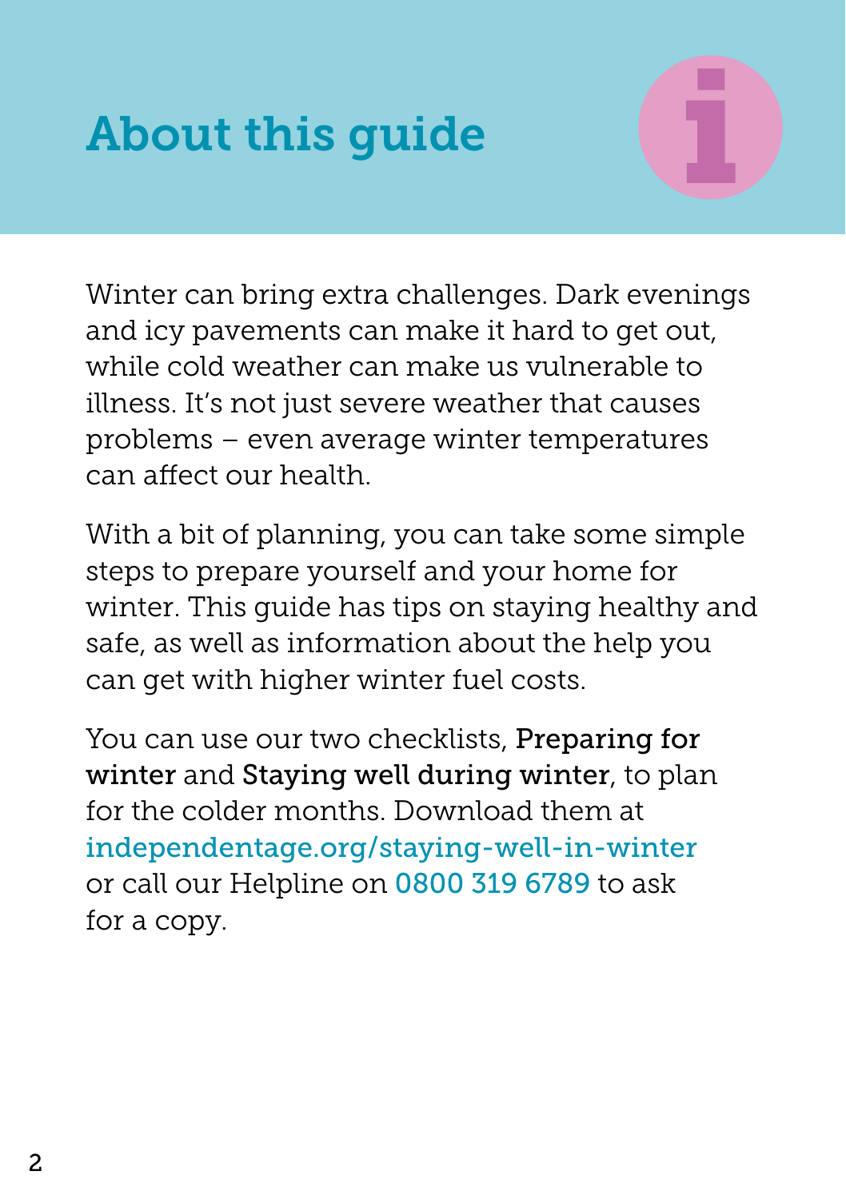# About this guide

Winter can bring extra challenges. Dark evenings and icy pavements can make it hard to get out, while cold weather can make us vulnerable to illness. It's not just severe weather that causes problems – even average winter temperatures can affect our health.

With a bit of planning, you can take some simple steps to prepare yourself and your home for winter. This guide has tips on staying healthy and safe, as well as information about the help you can get with higher winter fuel costs.

You can use our two checklists, **Preparing for winter** and **Staying well during winter**, to plan for the colder months. Download them at independentage.org/staying-well-in-winter or call our Helpline on 0800 319 6789 to ask for a copy.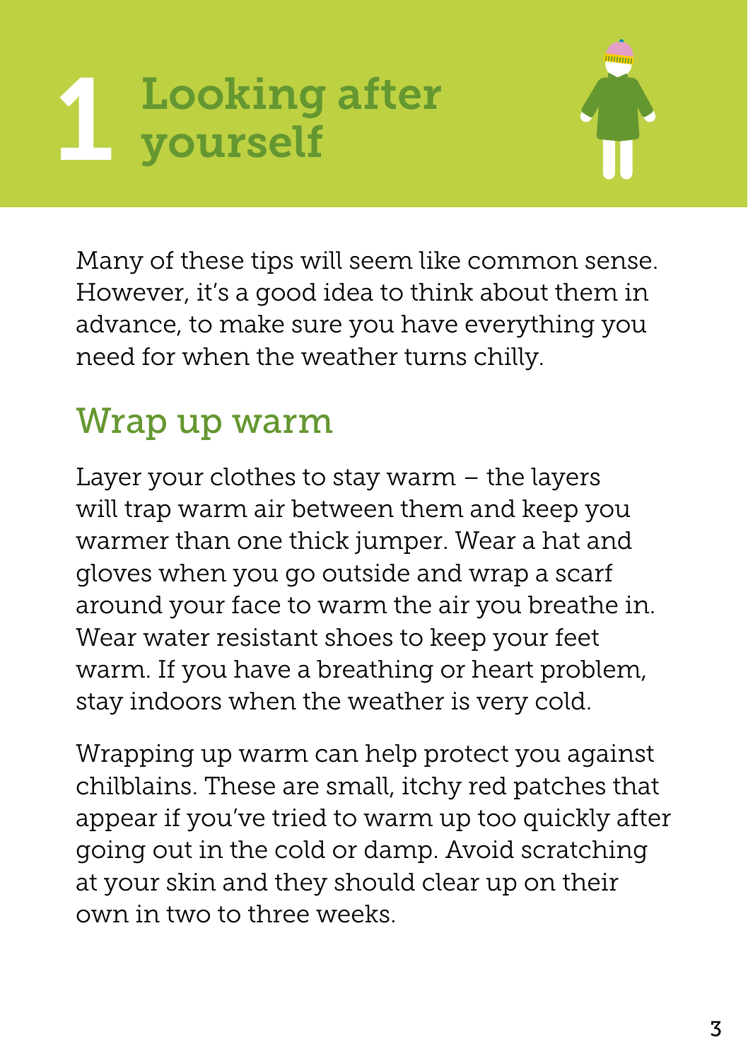# 1 Looking after yourself

Many of these tips will seem like common sense. However, it's a good idea to think about them in advance, to make sure you have everything you need for when the weather turns chilly.

## Wrap up warm

Layer your clothes to stay warm – the layers will trap warm air between them and keep you warmer than one thick jumper. Wear a hat and gloves when you go outside and wrap a scarf around your face to warm the air you breathe in. Wear water resistant shoes to keep your feet warm. If you have a breathing or heart problem, stay indoors when the weather is very cold.

Wrapping up warm can help protect you against chilblains. These are small, itchy red patches that appear if you've tried to warm up too quickly after going out in the cold or damp. Avoid scratching at your skin and they should clear up on their own in two to three weeks.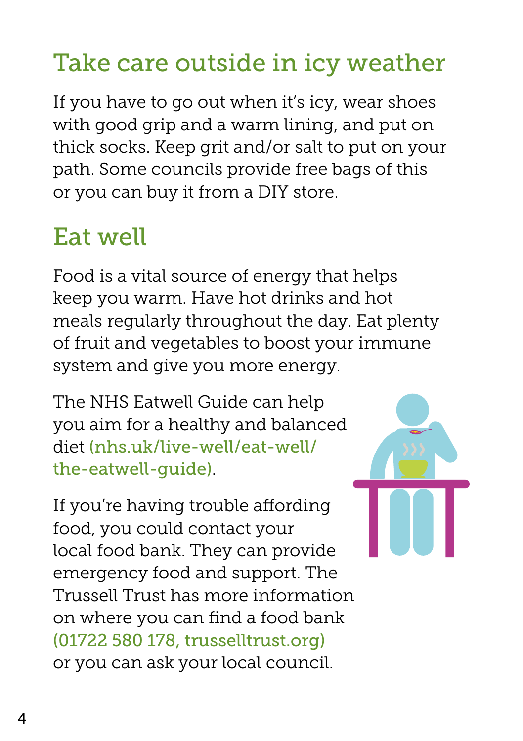## Take care outside in icy weather

If you have to go out when it's icy, wear shoes with good grip and a warm lining, and put on thick socks. Keep grit and/or salt to put on your path. Some councils provide free bags of this or you can buy it from a DIY store.

## Eat well

Food is a vital source of energy that helps keep you warm. Have hot drinks and hot meals regularly throughout the day. Eat plenty of fruit and vegetables to boost your immune system and give you more energy.

The NHS Eatwell Guide can help you aim for a healthy and balanced diet (nhs.uk/live-well/eat-well/the-eatwell-guide).

If you're having trouble affording food, you could contact your local food bank. They can provide emergency food and support. The Trussell Trust has more information on where you can find a food bank (01722 580 178, trusselltrust.org) or you can ask your local council.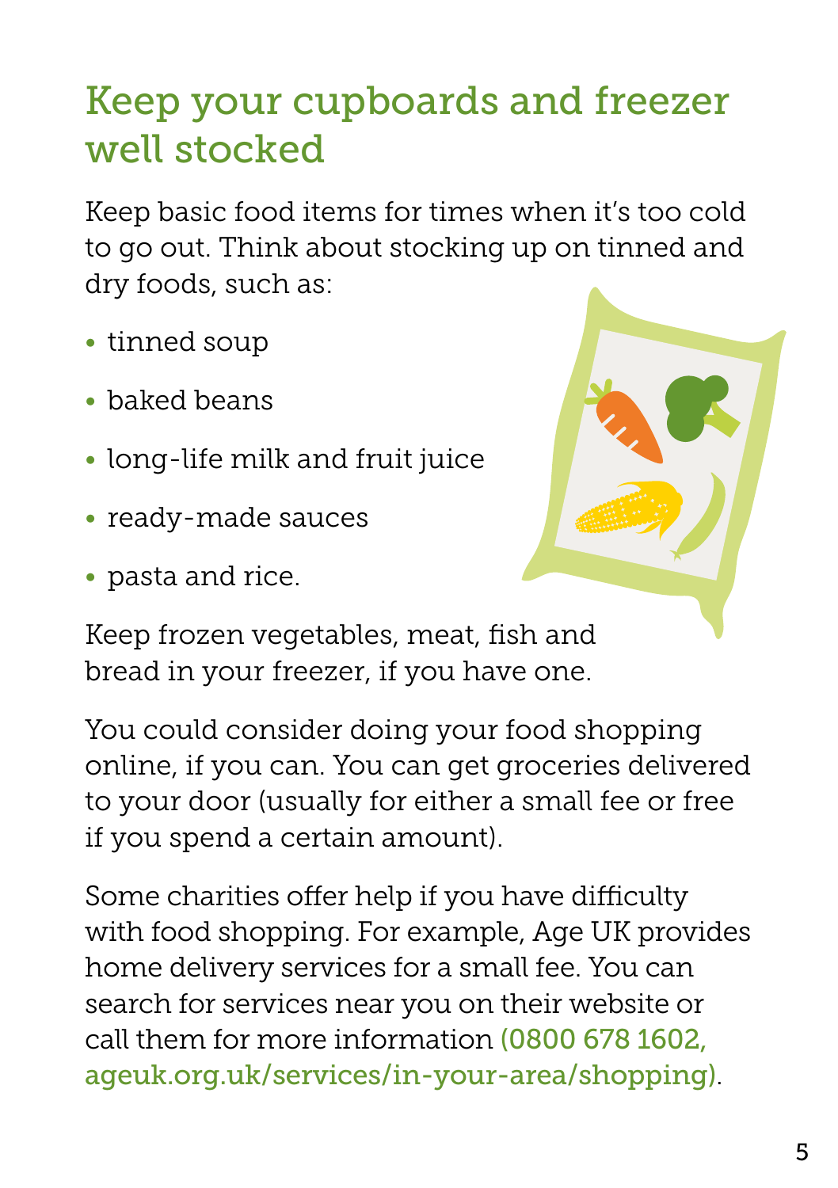# Keep your cupboards and freezer well stocked

Keep basic food items for times when it's too cold to go out. Think about stocking up on tinned and dry foods, such as:

- tinned soup
- baked beans
- long-life milk and fruit juice
- ready-made sauces
- pasta and rice.

Keep frozen vegetables, meat, fish and bread in your freezer, if you have one.

You could consider doing your food shopping online, if you can. You can get groceries delivered to your door (usually for either a small fee or free if you spend a certain amount).

Some charities offer help if you have difficulty with food shopping. For example, Age UK provides home delivery services for a small fee. You can search for services near you on their website or call them for more information (0800 678 1602, ageuk.org.uk/services/in-your-area/shopping).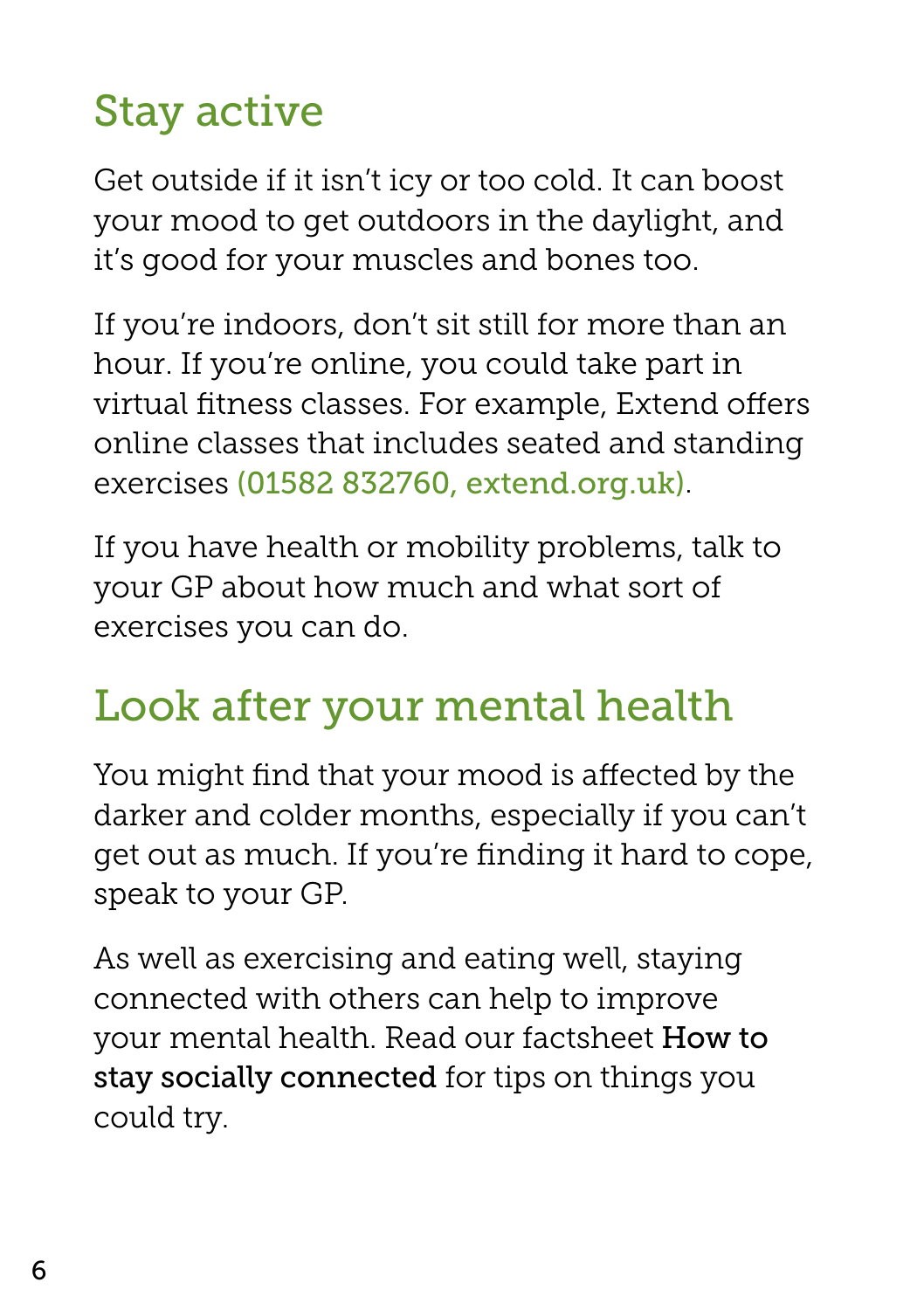## Stay active

Get outside if it isn't icy or too cold. It can boost your mood to get outdoors in the daylight, and it's good for your muscles and bones too.

If you're indoors, don't sit still for more than an hour. If you're online, you could take part in virtual fitness classes. For example, Extend offers online classes that includes seated and standing exercises (01582 832760, extend.org.uk).

If you have health or mobility problems, talk to your GP about how much and what sort of exercises you can do.

## Look after your mental health

You might find that your mood is affected by the darker and colder months, especially if you can't get out as much. If you're finding it hard to cope, speak to your GP.

As well as exercising and eating well, staying connected with others can help to improve your mental health. Read our factsheet **How to stay socially connected** for tips on things you could try.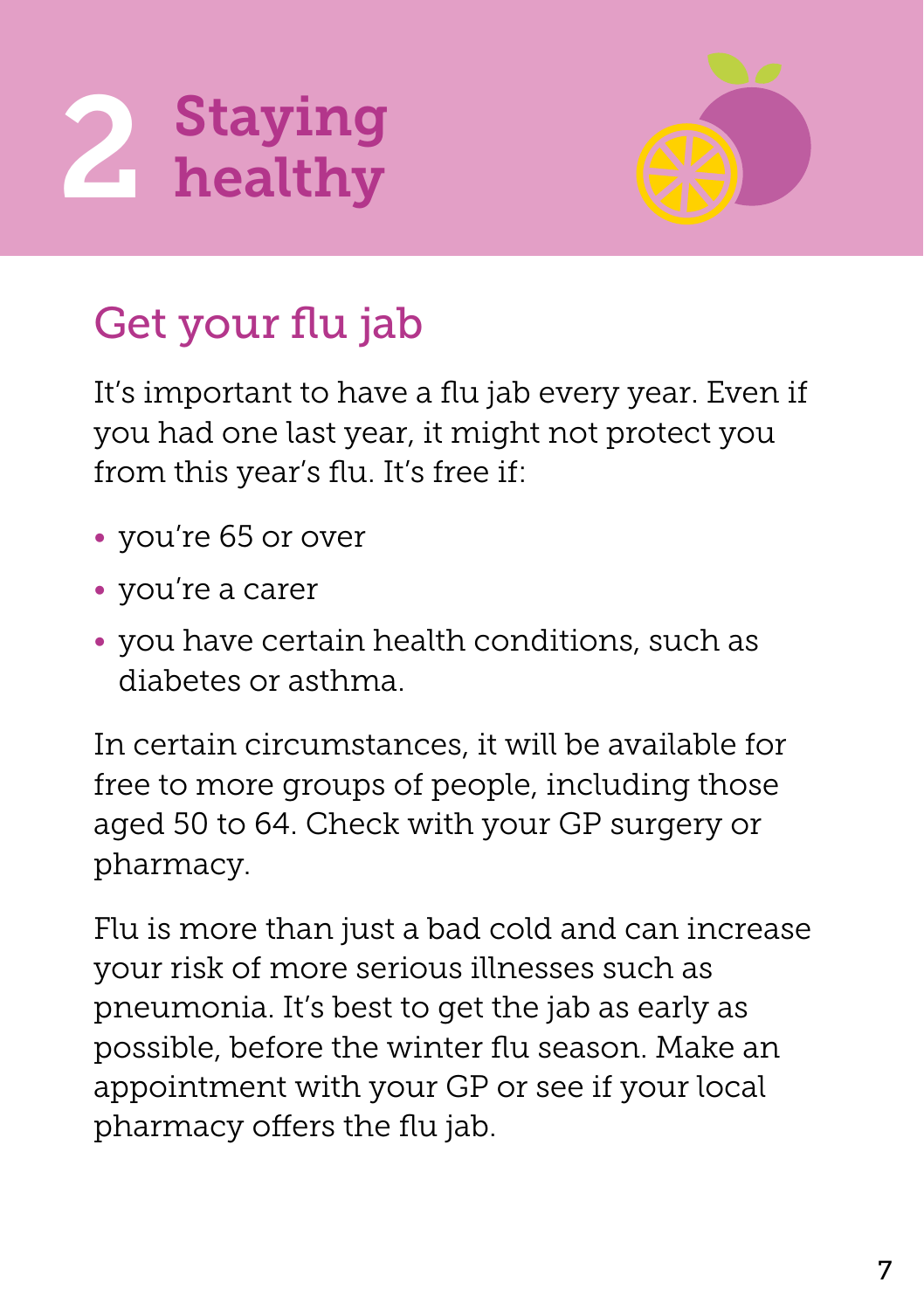# 2 Staying healthy

## Get your flu jab

It's important to have a flu jab every year. Even if you had one last year, it might not protect you from this year's flu. It's free if:

- you're 65 or over
- you're a carer
- you have certain health conditions, such as diabetes or asthma.

In certain circumstances, it will be available for free to more groups of people, including those aged 50 to 64. Check with your GP surgery or pharmacy.

Flu is more than just a bad cold and can increase your risk of more serious illnesses such as pneumonia. It's best to get the jab as early as possible, before the winter flu season. Make an appointment with your GP or see if your local pharmacy offers the flu jab.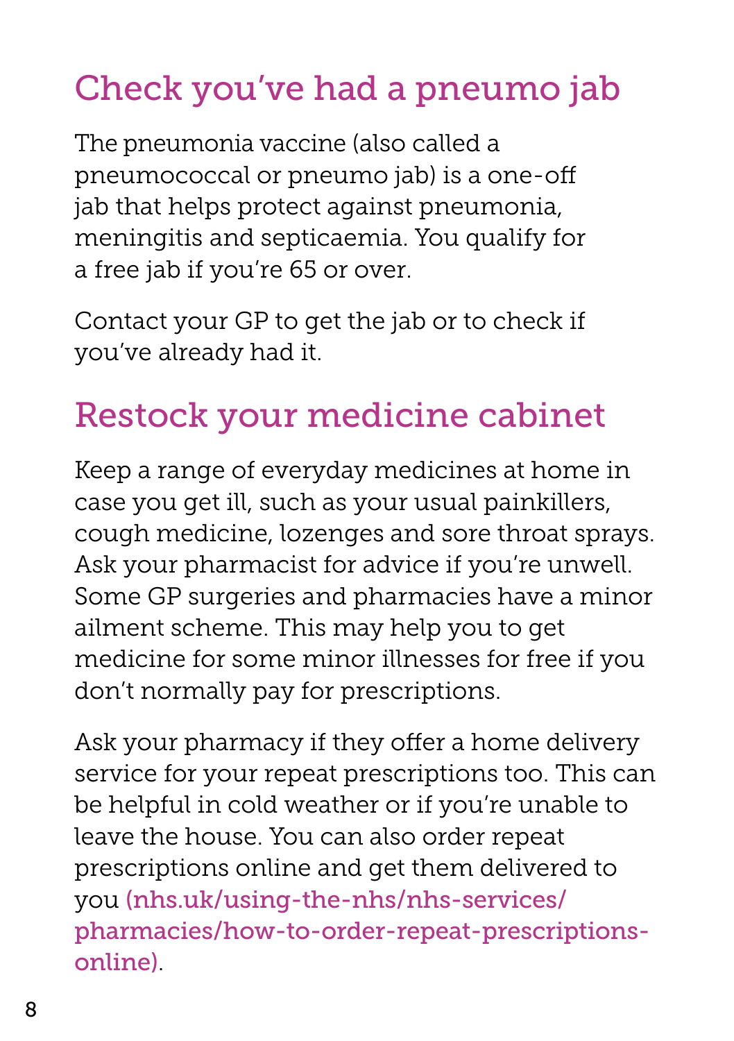## Check you've had a pneumo jab

The pneumonia vaccine (also called a pneumococcal or pneumo jab) is a one-off jab that helps protect against pneumonia, meningitis and septicaemia. You qualify for a free jab if you're 65 or over.

Contact your GP to get the jab or to check if you've already had it.

## Restock your medicine cabinet

Keep a range of everyday medicines at home in case you get ill, such as your usual painkillers, cough medicine, lozenges and sore throat sprays. Ask your pharmacist for advice if you're unwell. Some GP surgeries and pharmacies have a minor ailment scheme. This may help you to get medicine for some minor illnesses for free if you don't normally pay for prescriptions.

Ask your pharmacy if they offer a home delivery service for your repeat prescriptions too. This can be helpful in cold weather or if you're unable to leave the house. You can also order repeat prescriptions online and get them delivered to you (nhs.uk/using-the-nhs/nhs-services/pharmacies/how-to-order-repeat-prescriptions-online).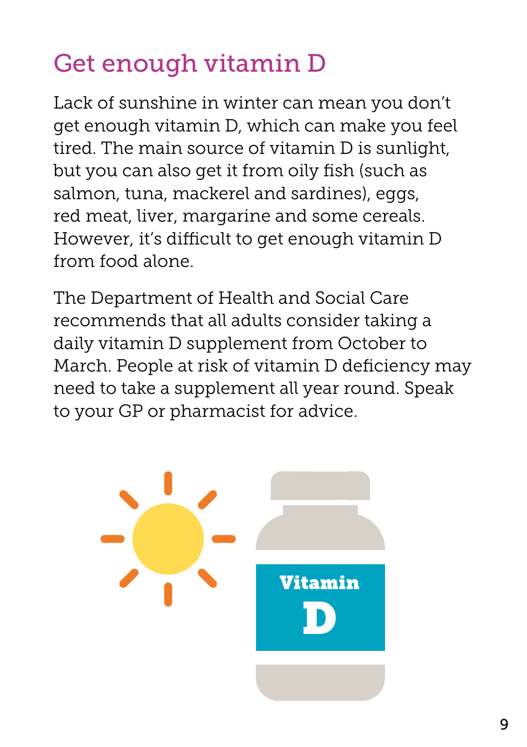## Get enough vitamin D

Lack of sunshine in winter can mean you don't get enough vitamin D, which can make you feel tired. The main source of vitamin D is sunlight, but you can also get it from oily fish (such as salmon, tuna, mackerel and sardines), eggs, red meat, liver, margarine and some cereals. However, it's difficult to get enough vitamin D from food alone.

The Department of Health and Social Care recommends that all adults consider taking a daily vitamin D supplement from October to March. People at risk of vitamin D deficiency may need to take a supplement all year round. Speak to your GP or pharmacist for advice.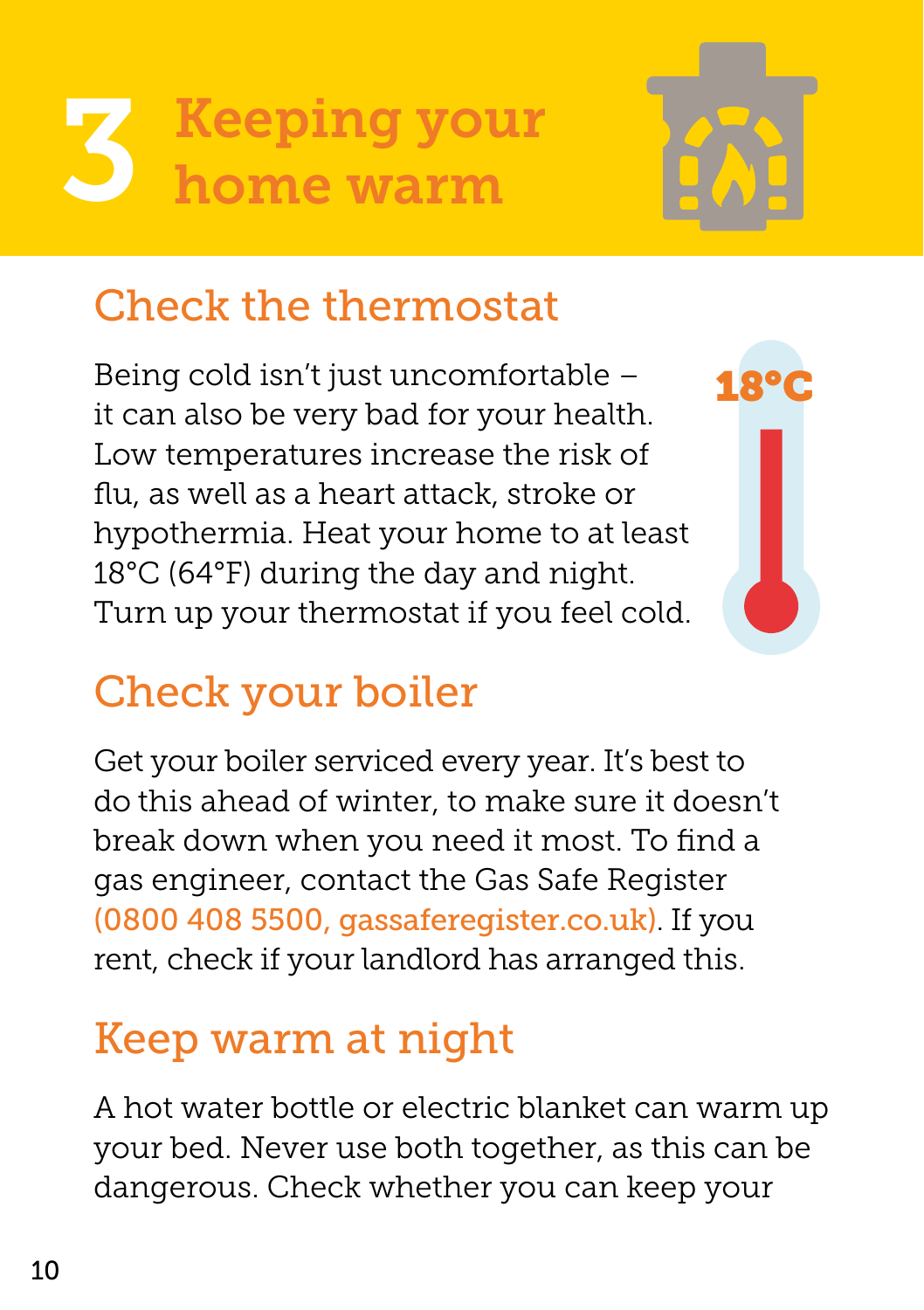# 3 Keeping your home warm

## Check the thermostat

18°C

Being cold isn't just uncomfortable – it can also be very bad for your health. Low temperatures increase the risk of flu, as well as a heart attack, stroke or hypothermia. Heat your home to at least 18°C (64°F) during the day and night. Turn up your thermostat if you feel cold.

## Check your boiler

Get your boiler serviced every year. It's best to do this ahead of winter, to make sure it doesn't break down when you need it most. To find a gas engineer, contact the Gas Safe Register (0800 408 5500, gassaferegister.co.uk). If you rent, check if your landlord has arranged this.

## Keep warm at night

A hot water bottle or electric blanket can warm up your bed. Never use both together, as this can be dangerous. Check whether you can keep your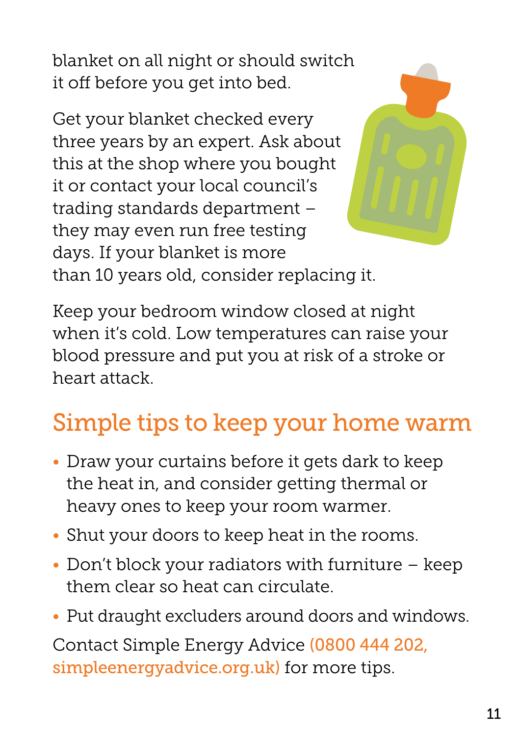blanket on all night or should switch it off before you get into bed.

Get your blanket checked every three years by an expert. Ask about this at the shop where you bought it or contact your local council's trading standards department – they may even run free testing days. If your blanket is more than 10 years old, consider replacing it.

Keep your bedroom window closed at night when it's cold. Low temperatures can raise your blood pressure and put you at risk of a stroke or heart attack.

## Simple tips to keep your home warm

- Draw your curtains before it gets dark to keep the heat in, and consider getting thermal or heavy ones to keep your room warmer.
- Shut your doors to keep heat in the rooms.
- Don't block your radiators with furniture – keep them clear so heat can circulate.
- Put draught excluders around doors and windows.

Contact Simple Energy Advice (0800 444 202, simpleenergyadvice.org.uk) for more tips.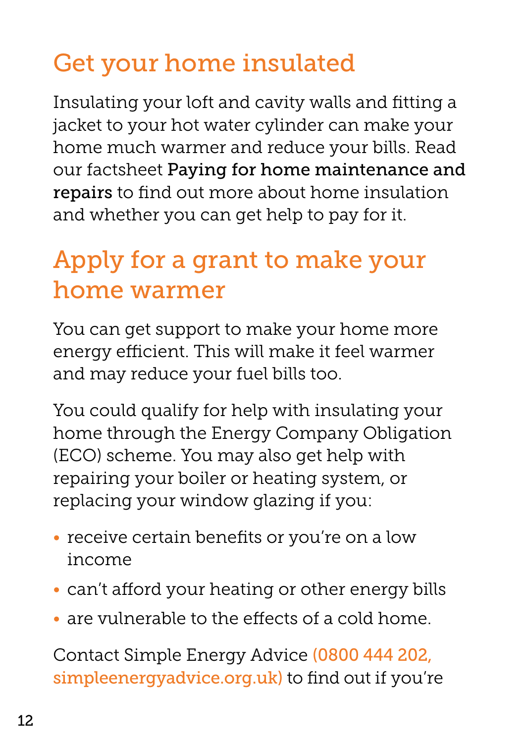## Get your home insulated

Insulating your loft and cavity walls and fitting a jacket to your hot water cylinder can make your home much warmer and reduce your bills. Read our factsheet **Paying for home maintenance and repairs** to find out more about home insulation and whether you can get help to pay for it.

## Apply for a grant to make your home warmer

You can get support to make your home more energy efficient. This will make it feel warmer and may reduce your fuel bills too.

You could qualify for help with insulating your home through the Energy Company Obligation (ECO) scheme. You may also get help with repairing your boiler or heating system, or replacing your window glazing if you:

- receive certain benefits or you're on a low income
- can't afford your heating or other energy bills
- are vulnerable to the effects of a cold home.

Contact Simple Energy Advice (0800 444 202, simpleenergyadvice.org.uk) to find out if you're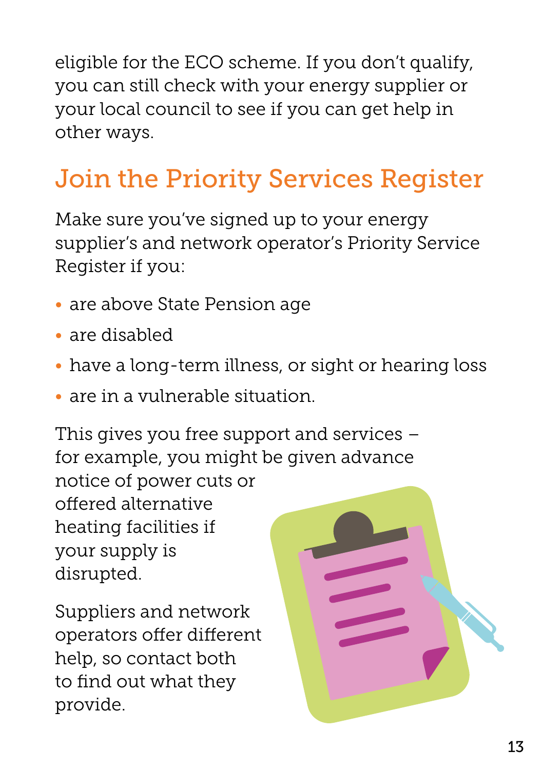eligible for the ECO scheme. If you don't qualify, you can still check with your energy supplier or your local council to see if you can get help in other ways.

## Join the Priority Services Register

Make sure you've signed up to your energy supplier's and network operator's Priority Service Register if you:

- are above State Pension age
- are disabled
- have a long-term illness, or sight or hearing loss
- are in a vulnerable situation.

This gives you free support and services – for example, you might be given advance notice of power cuts or offered alternative heating facilities if your supply is disrupted.

Suppliers and network operators offer different help, so contact both to find out what they provide.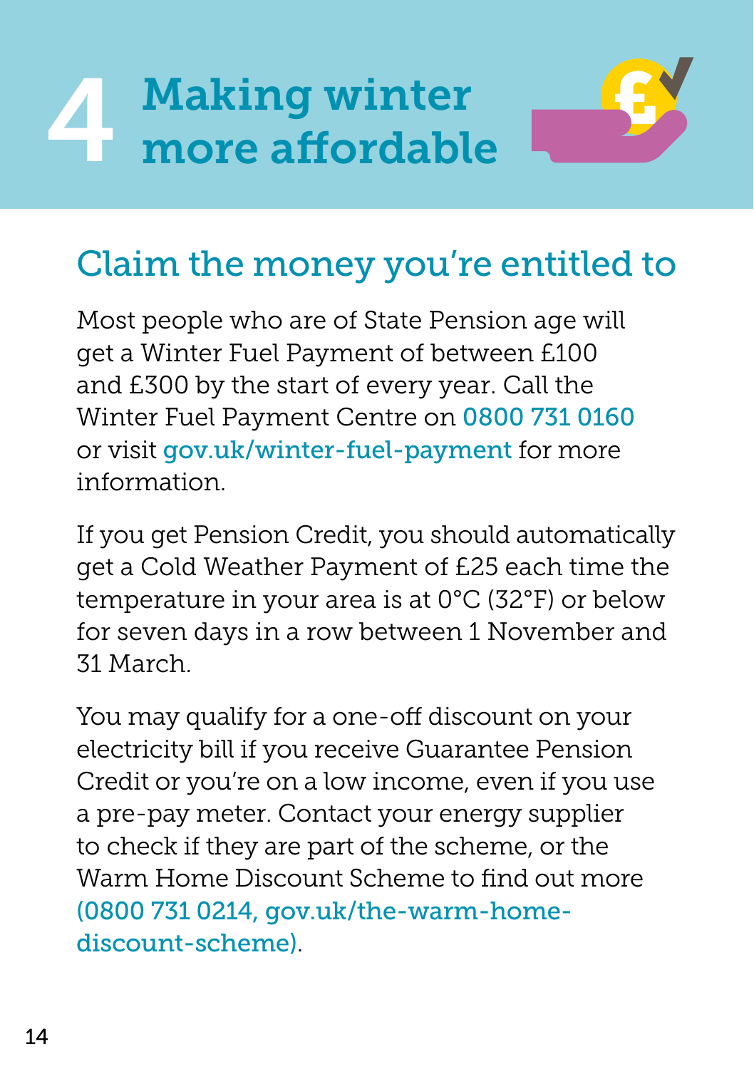# 4 Making winter more affordable

## Claim the money you're entitled to

Most people who are of State Pension age will get a Winter Fuel Payment of between £100 and £300 by the start of every year. Call the Winter Fuel Payment Centre on 0800 731 0160 or visit gov.uk/winter-fuel-payment for more information.

If you get Pension Credit, you should automatically get a Cold Weather Payment of £25 each time the temperature in your area is at 0°C (32°F) or below for seven days in a row between 1 November and 31 March.

You may qualify for a one-off discount on your electricity bill if you receive Guarantee Pension Credit or you're on a low income, even if you use a pre-pay meter. Contact your energy supplier to check if they are part of the scheme, or the Warm Home Discount Scheme to find out more (0800 731 0214, gov.uk/the-warm-home-discount-scheme).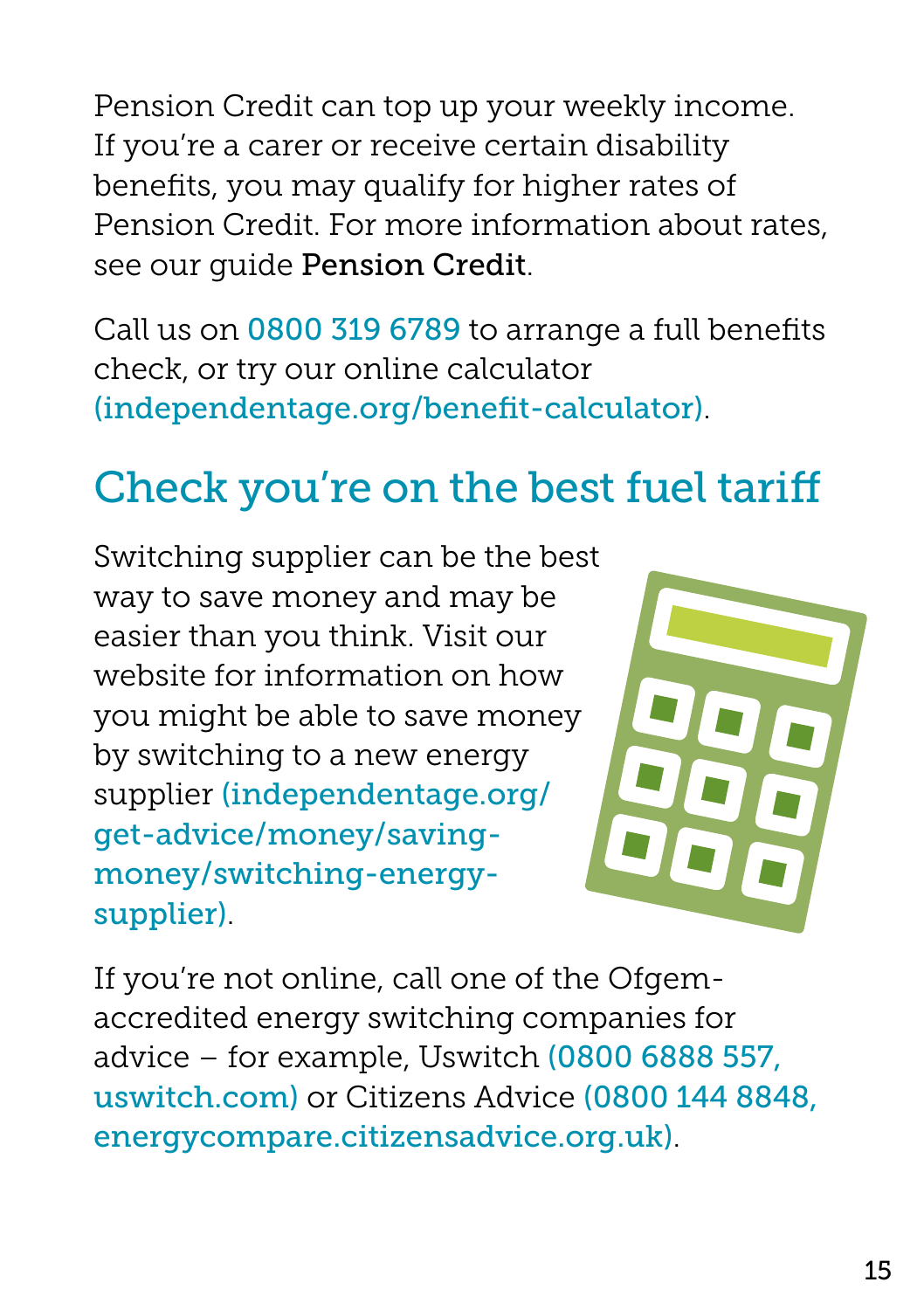Pension Credit can top up your weekly income. If you're a carer or receive certain disability benefits, you may qualify for higher rates of Pension Credit. For more information about rates, see our guide **Pension Credit**.

Call us on 0800 319 6789 to arrange a full benefits check, or try our online calculator (independentage.org/benefit-calculator).

## Check you're on the best fuel tariff

Switching supplier can be the best way to save money and may be easier than you think. Visit our website for information on how you might be able to save money by switching to a new energy supplier (independentage.org/get-advice/money/saving-money/switching-energy-supplier).

If you're not online, call one of the Ofgem-accredited energy switching companies for advice – for example, Uswitch (0800 6888 557, uswitch.com) or Citizens Advice (0800 144 8848, energycompare.citizensadvice.org.uk).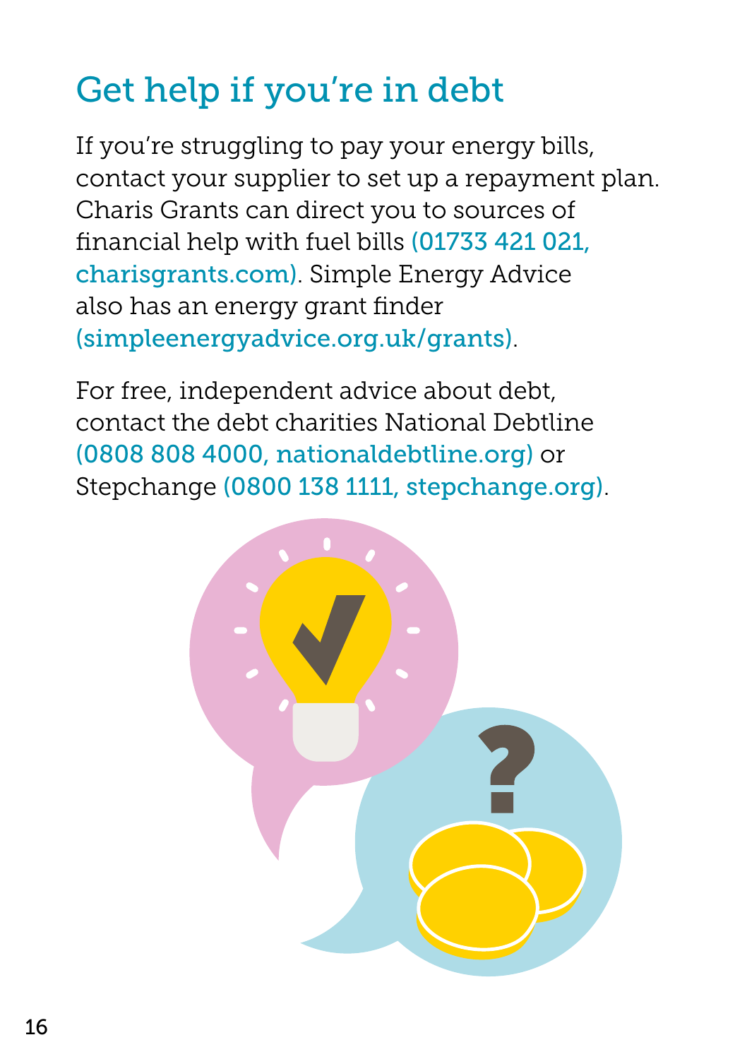# Get help if you're in debt

If you're struggling to pay your energy bills, contact your supplier to set up a repayment plan. Charis Grants can direct you to sources of financial help with fuel bills (01733 421 021, charisgrants.com). Simple Energy Advice also has an energy grant finder (simpleenergyadvice.org.uk/grants).

For free, independent advice about debt, contact the debt charities National Debtline (0808 808 4000, nationaldebtline.org) or Stepchange (0800 138 1111, stepchange.org).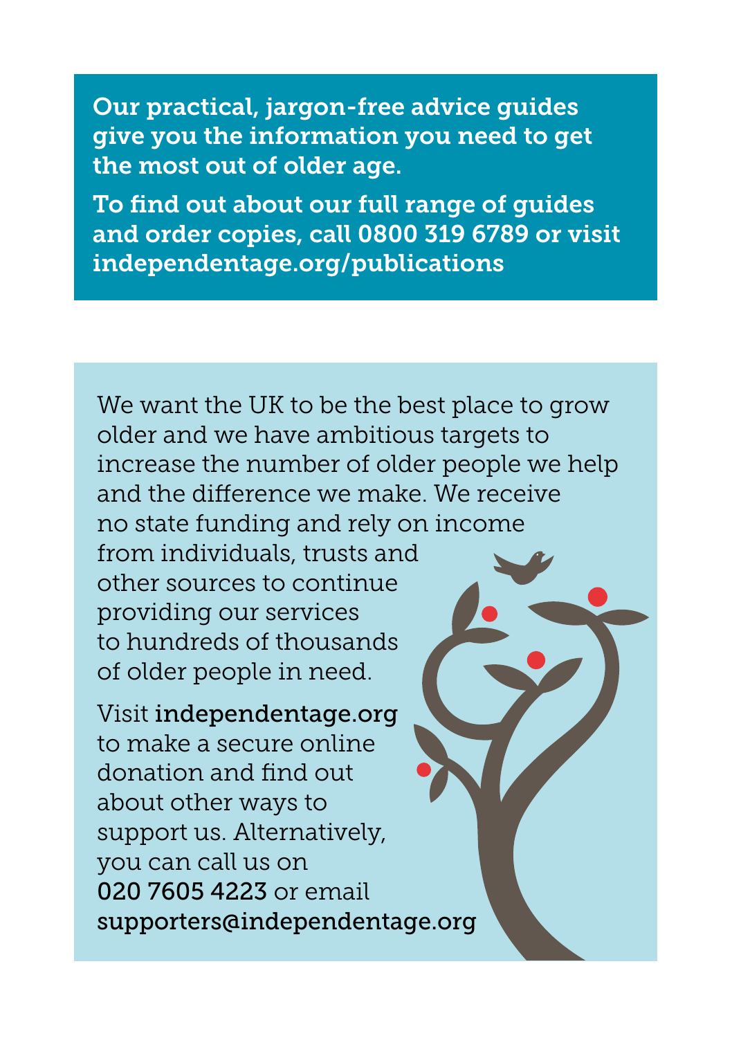**Our practical, jargon-free advice guides give you the information you need to get the most out of older age.**

**To find out about our full range of guides and order copies, call 0800 319 6789 or visit independentage.org/publications**

We want the UK to be the best place to grow older and we have ambitious targets to increase the number of older people we help and the difference we make. We receive no state funding and rely on income from individuals, trusts and other sources to continue providing our services to hundreds of thousands of older people in need.

Visit **independentage.org** to make a secure online donation and find out about other ways to support us. Alternatively, you can call us on **020 7605 4223** or email **supporters@independentage.org**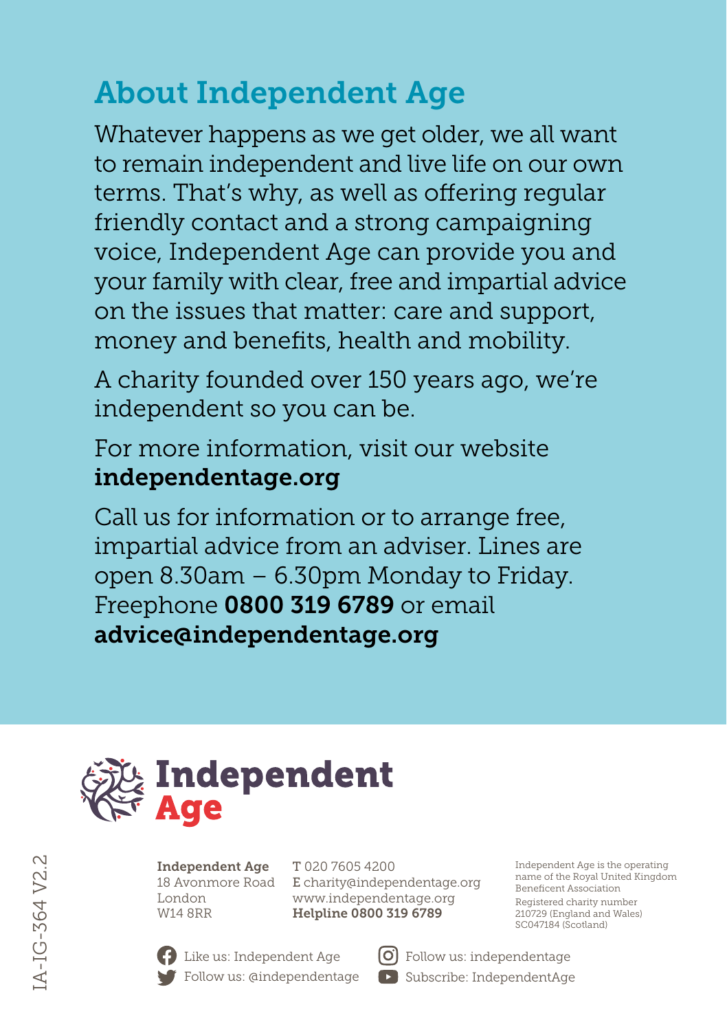## About Independent Age

Whatever happens as we get older, we all want to remain independent and live life on our own terms. That's why, as well as offering regular friendly contact and a strong campaigning voice, Independent Age can provide you and your family with clear, free and impartial advice on the issues that matter: care and support, money and benefits, health and mobility.

A charity founded over 150 years ago, we're independent so you can be.

For more information, visit our website **independentage.org**

Call us for information or to arrange free, impartial advice from an adviser. Lines are open 8.30am – 6.30pm Monday to Friday. Freephone **0800 319 6789** or email **advice@independentage.org**

**Independent Age**

**Independent Age**
18 Avonmore Road
London
W14 8RR

**T** 020 7605 4200
**E** charity@independentage.org
www.independentage.org
**Helpline 0800 319 6789**

Independent Age is the operating name of the Royal United Kingdom Beneficent Association
Registered charity number 210729 (England and Wales) SC047184 (Scotland)

Like us: Independent Age
Follow us: @independentage
Follow us: independentage
Subscribe: IndependentAge

IA-IG-364 V2.2